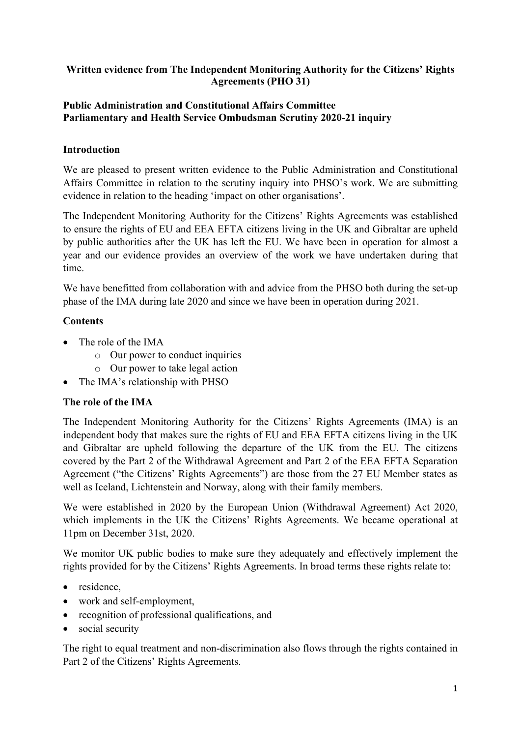**Written evidence from The Independent Monitoring Authority for the Citizens' Rights Agreements (PHO 31)**

**Public Administration and Constitutional Affairs Committee**
**Parliamentary and Health Service Ombudsman Scrutiny 2020-21 inquiry**

## Introduction

We are pleased to present written evidence to the Public Administration and Constitutional Affairs Committee in relation to the scrutiny inquiry into PHSO's work. We are submitting evidence in relation to the heading 'impact on other organisations'.

The Independent Monitoring Authority for the Citizens' Rights Agreements was established to ensure the rights of EU and EEA EFTA citizens living in the UK and Gibraltar are upheld by public authorities after the UK has left the EU. We have been in operation for almost a year and our evidence provides an overview of the work we have undertaken during that time.

We have benefitted from collaboration with and advice from the PHSO both during the set-up phase of the IMA during late 2020 and since we have been in operation during 2021.

## Contents

- The role of the IMA
  - Our power to conduct inquiries
  - Our power to take legal action
- The IMA's relationship with PHSO

## The role of the IMA

The Independent Monitoring Authority for the Citizens' Rights Agreements (IMA) is an independent body that makes sure the rights of EU and EEA EFTA citizens living in the UK and Gibraltar are upheld following the departure of the UK from the EU. The citizens covered by the Part 2 of the Withdrawal Agreement and Part 2 of the EEA EFTA Separation Agreement ("the Citizens' Rights Agreements") are those from the 27 EU Member states as well as Iceland, Lichtenstein and Norway, along with their family members.

We were established in 2020 by the European Union (Withdrawal Agreement) Act 2020, which implements in the UK the Citizens' Rights Agreements. We became operational at 11pm on December 31st, 2020.

We monitor UK public bodies to make sure they adequately and effectively implement the rights provided for by the Citizens' Rights Agreements. In broad terms these rights relate to:

- residence,
- work and self-employment,
- recognition of professional qualifications, and
- social security

The right to equal treatment and non-discrimination also flows through the rights contained in Part 2 of the Citizens' Rights Agreements.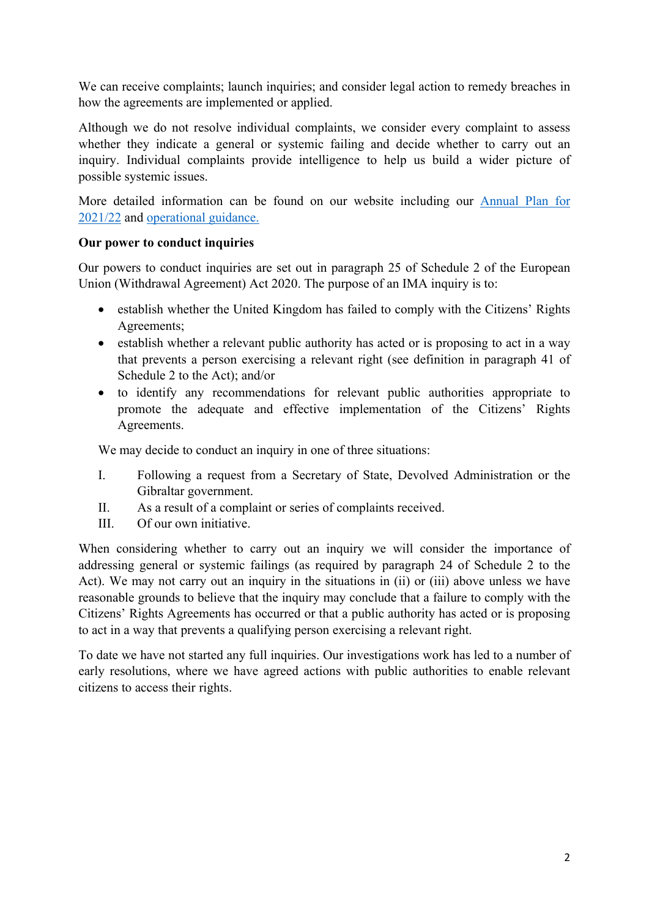We can receive complaints; launch inquiries; and consider legal action to remedy breaches in how the agreements are implemented or applied.

Although we do not resolve individual complaints, we consider every complaint to assess whether they indicate a general or systemic failing and decide whether to carry out an inquiry. Individual complaints provide intelligence to help us build a wider picture of possible systemic issues.

More detailed information can be found on our website including our [Annual Plan for 2021/22]() and [operational guidance.]()

**Our power to conduct inquiries**

Our powers to conduct inquiries are set out in paragraph 25 of Schedule 2 of the European Union (Withdrawal Agreement) Act 2020. The purpose of an IMA inquiry is to:

- establish whether the United Kingdom has failed to comply with the Citizens' Rights Agreements;
- establish whether a relevant public authority has acted or is proposing to act in a way that prevents a person exercising a relevant right (see definition in paragraph 41 of Schedule 2 to the Act); and/or
- to identify any recommendations for relevant public authorities appropriate to promote the adequate and effective implementation of the Citizens' Rights Agreements.

We may decide to conduct an inquiry in one of three situations:

I. Following a request from a Secretary of State, Devolved Administration or the Gibraltar government.
II. As a result of a complaint or series of complaints received.
III. Of our own initiative.

When considering whether to carry out an inquiry we will consider the importance of addressing general or systemic failings (as required by paragraph 24 of Schedule 2 to the Act). We may not carry out an inquiry in the situations in (ii) or (iii) above unless we have reasonable grounds to believe that the inquiry may conclude that a failure to comply with the Citizens' Rights Agreements has occurred or that a public authority has acted or is proposing to act in a way that prevents a qualifying person exercising a relevant right.

To date we have not started any full inquiries. Our investigations work has led to a number of early resolutions, where we have agreed actions with public authorities to enable relevant citizens to access their rights.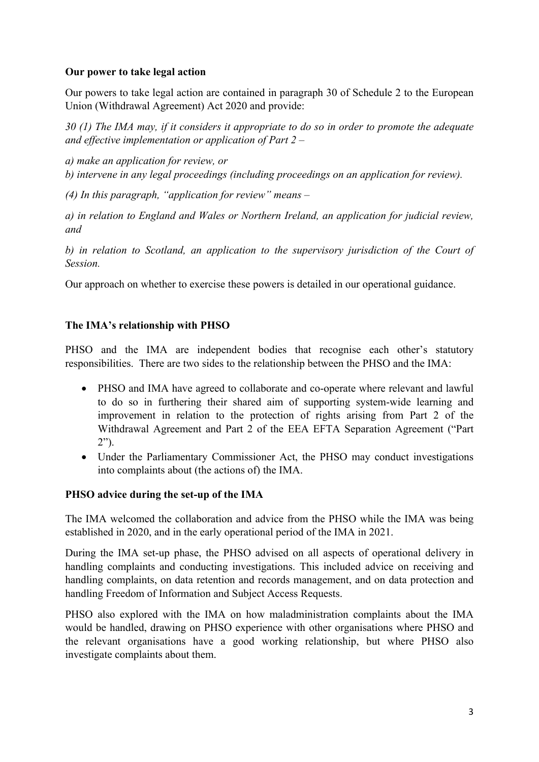**Our power to take legal action**

Our powers to take legal action are contained in paragraph 30 of Schedule 2 to the European Union (Withdrawal Agreement) Act 2020 and provide:

*30 (1) The IMA may, if it considers it appropriate to do so in order to promote the adequate and effective implementation or application of Part 2 –*

*a) make an application for review, or*
*b) intervene in any legal proceedings (including proceedings on an application for review).*

*(4) In this paragraph, "application for review" means –*

*a) in relation to England and Wales or Northern Ireland, an application for judicial review, and*

*b) in relation to Scotland, an application to the supervisory jurisdiction of the Court of Session.*

Our approach on whether to exercise these powers is detailed in our operational guidance.

**The IMA's relationship with PHSO**

PHSO and the IMA are independent bodies that recognise each other's statutory responsibilities. There are two sides to the relationship between the PHSO and the IMA:

- PHSO and IMA have agreed to collaborate and co-operate where relevant and lawful to do so in furthering their shared aim of supporting system-wide learning and improvement in relation to the protection of rights arising from Part 2 of the Withdrawal Agreement and Part 2 of the EEA EFTA Separation Agreement ("Part 2").
- Under the Parliamentary Commissioner Act, the PHSO may conduct investigations into complaints about (the actions of) the IMA.

**PHSO advice during the set-up of the IMA**

The IMA welcomed the collaboration and advice from the PHSO while the IMA was being established in 2020, and in the early operational period of the IMA in 2021.

During the IMA set-up phase, the PHSO advised on all aspects of operational delivery in handling complaints and conducting investigations. This included advice on receiving and handling complaints, on data retention and records management, and on data protection and handling Freedom of Information and Subject Access Requests.

PHSO also explored with the IMA on how maladministration complaints about the IMA would be handled, drawing on PHSO experience with other organisations where PHSO and the relevant organisations have a good working relationship, but where PHSO also investigate complaints about them.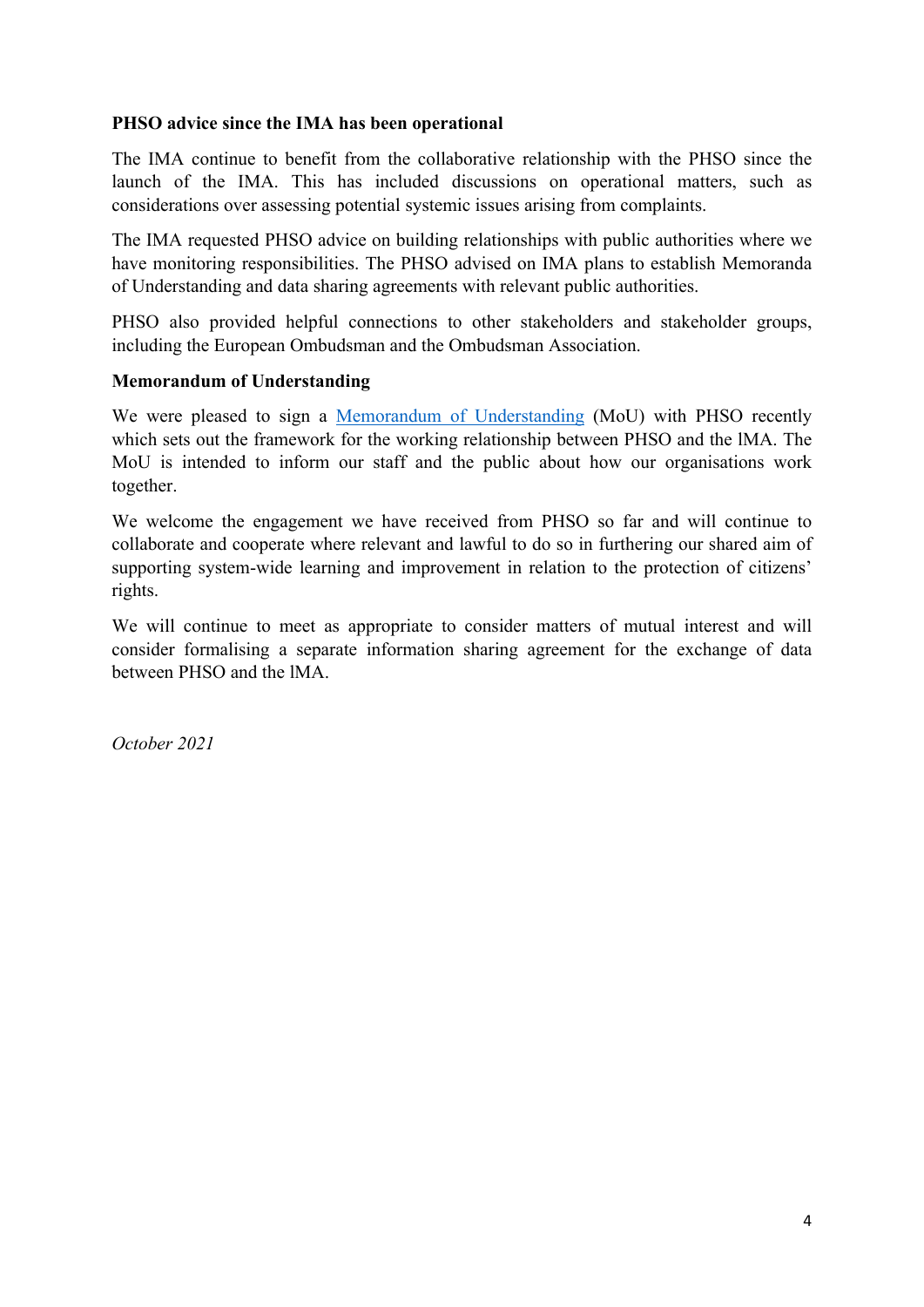**PHSO advice since the IMA has been operational**

The IMA continue to benefit from the collaborative relationship with the PHSO since the launch of the IMA. This has included discussions on operational matters, such as considerations over assessing potential systemic issues arising from complaints.

The IMA requested PHSO advice on building relationships with public authorities where we have monitoring responsibilities. The PHSO advised on IMA plans to establish Memoranda of Understanding and data sharing agreements with relevant public authorities.

PHSO also provided helpful connections to other stakeholders and stakeholder groups, including the European Ombudsman and the Ombudsman Association.

**Memorandum of Understanding**

We were pleased to sign a Memorandum of Understanding (MoU) with PHSO recently which sets out the framework for the working relationship between PHSO and the lMA. The MoU is intended to inform our staff and the public about how our organisations work together.

We welcome the engagement we have received from PHSO so far and will continue to collaborate and cooperate where relevant and lawful to do so in furthering our shared aim of supporting system-wide learning and improvement in relation to the protection of citizens' rights.

We will continue to meet as appropriate to consider matters of mutual interest and will consider formalising a separate information sharing agreement for the exchange of data between PHSO and the lMA.

*October 2021*